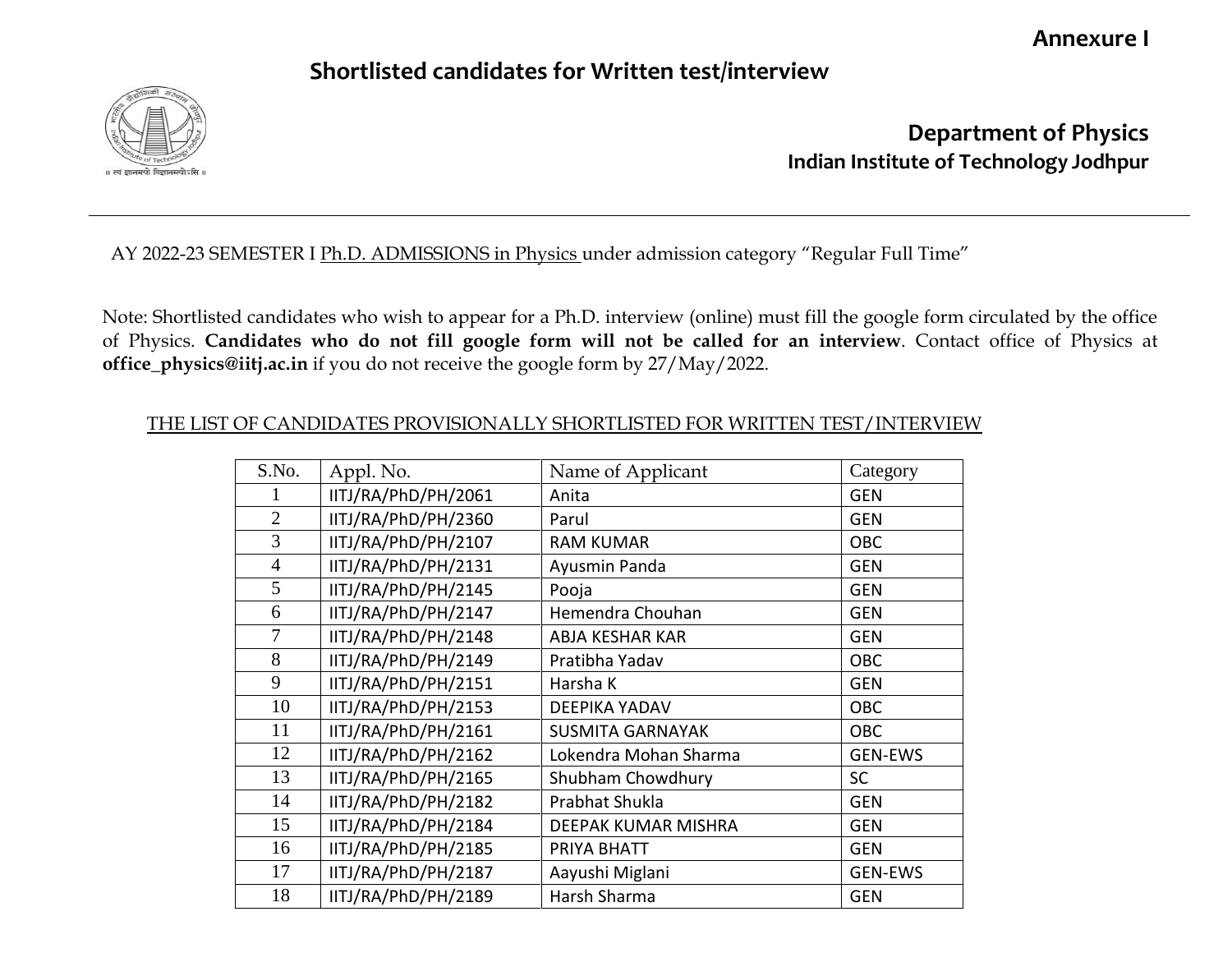**Annexure I**

## Shortlisted candidates for Written test/interview

## Department of Physics
### Indian Institute of Technology Jodhpur

---

AY 2022-23 SEMESTER I Ph.D. ADMISSIONS in Physics under admission category “Regular Full Time”

Note: Shortlisted candidates who wish to appear for a Ph.D. interview (online) must fill the google form circulated by the office of Physics. **Candidates who do not fill google form will not be called for an interview**. Contact office of Physics at **office_physics@iitj.ac.in** if you do not receive the google form by 27/May/2022.

THE LIST OF CANDIDATES PROVISIONALLY SHORTLISTED FOR WRITTEN TEST/INTERVIEW

| S.No. | Appl. No. | Name of Applicant | Category |
|---|---|---|---|
| 1 | IITJ/RA/PhD/PH/2061 | Anita | GEN |
| 2 | IITJ/RA/PhD/PH/2360 | Parul | GEN |
| 3 | IITJ/RA/PhD/PH/2107 | RAM KUMAR | OBC |
| 4 | IITJ/RA/PhD/PH/2131 | Ayusmin Panda | GEN |
| 5 | IITJ/RA/PhD/PH/2145 | Pooja | GEN |
| 6 | IITJ/RA/PhD/PH/2147 | Hemendra Chouhan | GEN |
| 7 | IITJ/RA/PhD/PH/2148 | ABJA KESHAR KAR | GEN |
| 8 | IITJ/RA/PhD/PH/2149 | Pratibha Yadav | OBC |
| 9 | IITJ/RA/PhD/PH/2151 | Harsha K | GEN |
| 10 | IITJ/RA/PhD/PH/2153 | DEEPIKA YADAV | OBC |
| 11 | IITJ/RA/PhD/PH/2161 | SUSMITA GARNAYAK | OBC |
| 12 | IITJ/RA/PhD/PH/2162 | Lokendra Mohan Sharma | GEN-EWS |
| 13 | IITJ/RA/PhD/PH/2165 | Shubham Chowdhury | SC |
| 14 | IITJ/RA/PhD/PH/2182 | Prabhat Shukla | GEN |
| 15 | IITJ/RA/PhD/PH/2184 | DEEPAK KUMAR MISHRA | GEN |
| 16 | IITJ/RA/PhD/PH/2185 | PRIYA BHATT | GEN |
| 17 | IITJ/RA/PhD/PH/2187 | Aayushi Miglani | GEN-EWS |
| 18 | IITJ/RA/PhD/PH/2189 | Harsh Sharma | GEN |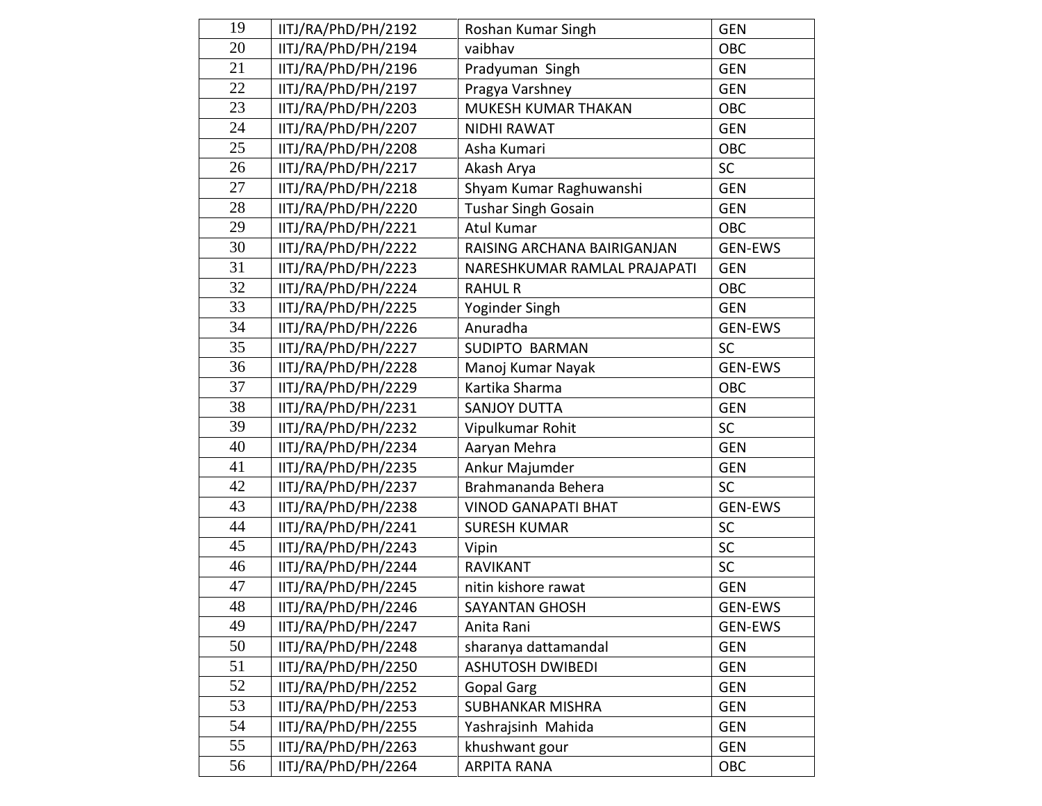| 19 | IITJ/RA/PhD/PH/2192 | Roshan Kumar Singh | GEN |
|---|---|---|---|
| 20 | IITJ/RA/PhD/PH/2194 | vaibhav | OBC |
| 21 | IITJ/RA/PhD/PH/2196 | Pradyuman Singh | GEN |
| 22 | IITJ/RA/PhD/PH/2197 | Pragya Varshney | GEN |
| 23 | IITJ/RA/PhD/PH/2203 | MUKESH KUMAR THAKAN | OBC |
| 24 | IITJ/RA/PhD/PH/2207 | NIDHI RAWAT | GEN |
| 25 | IITJ/RA/PhD/PH/2208 | Asha Kumari | OBC |
| 26 | IITJ/RA/PhD/PH/2217 | Akash Arya | SC |
| 27 | IITJ/RA/PhD/PH/2218 | Shyam Kumar Raghuwanshi | GEN |
| 28 | IITJ/RA/PhD/PH/2220 | Tushar Singh Gosain | GEN |
| 29 | IITJ/RA/PhD/PH/2221 | Atul Kumar | OBC |
| 30 | IITJ/RA/PhD/PH/2222 | RAISING ARCHANA BAIRIGANJAN | GEN-EWS |
| 31 | IITJ/RA/PhD/PH/2223 | NARESHKUMAR RAMLAL PRAJAPATI | GEN |
| 32 | IITJ/RA/PhD/PH/2224 | RAHUL R | OBC |
| 33 | IITJ/RA/PhD/PH/2225 | Yoginder Singh | GEN |
| 34 | IITJ/RA/PhD/PH/2226 | Anuradha | GEN-EWS |
| 35 | IITJ/RA/PhD/PH/2227 | SUDIPTO BARMAN | SC |
| 36 | IITJ/RA/PhD/PH/2228 | Manoj Kumar Nayak | GEN-EWS |
| 37 | IITJ/RA/PhD/PH/2229 | Kartika Sharma | OBC |
| 38 | IITJ/RA/PhD/PH/2231 | SANJOY DUTTA | GEN |
| 39 | IITJ/RA/PhD/PH/2232 | Vipulkumar Rohit | SC |
| 40 | IITJ/RA/PhD/PH/2234 | Aaryan Mehra | GEN |
| 41 | IITJ/RA/PhD/PH/2235 | Ankur Majumder | GEN |
| 42 | IITJ/RA/PhD/PH/2237 | Brahmananda Behera | SC |
| 43 | IITJ/RA/PhD/PH/2238 | VINOD GANAPATI BHAT | GEN-EWS |
| 44 | IITJ/RA/PhD/PH/2241 | SURESH KUMAR | SC |
| 45 | IITJ/RA/PhD/PH/2243 | Vipin | SC |
| 46 | IITJ/RA/PhD/PH/2244 | RAVIKANT | SC |
| 47 | IITJ/RA/PhD/PH/2245 | nitin kishore rawat | GEN |
| 48 | IITJ/RA/PhD/PH/2246 | SAYANTAN GHOSH | GEN-EWS |
| 49 | IITJ/RA/PhD/PH/2247 | Anita Rani | GEN-EWS |
| 50 | IITJ/RA/PhD/PH/2248 | sharanya dattamandal | GEN |
| 51 | IITJ/RA/PhD/PH/2250 | ASHUTOSH DWIBEDI | GEN |
| 52 | IITJ/RA/PhD/PH/2252 | Gopal Garg | GEN |
| 53 | IITJ/RA/PhD/PH/2253 | SUBHANKAR MISHRA | GEN |
| 54 | IITJ/RA/PhD/PH/2255 | Yashrajsinh Mahida | GEN |
| 55 | IITJ/RA/PhD/PH/2263 | khushwant gour | GEN |
| 56 | IITJ/RA/PhD/PH/2264 | ARPITA RANA | OBC |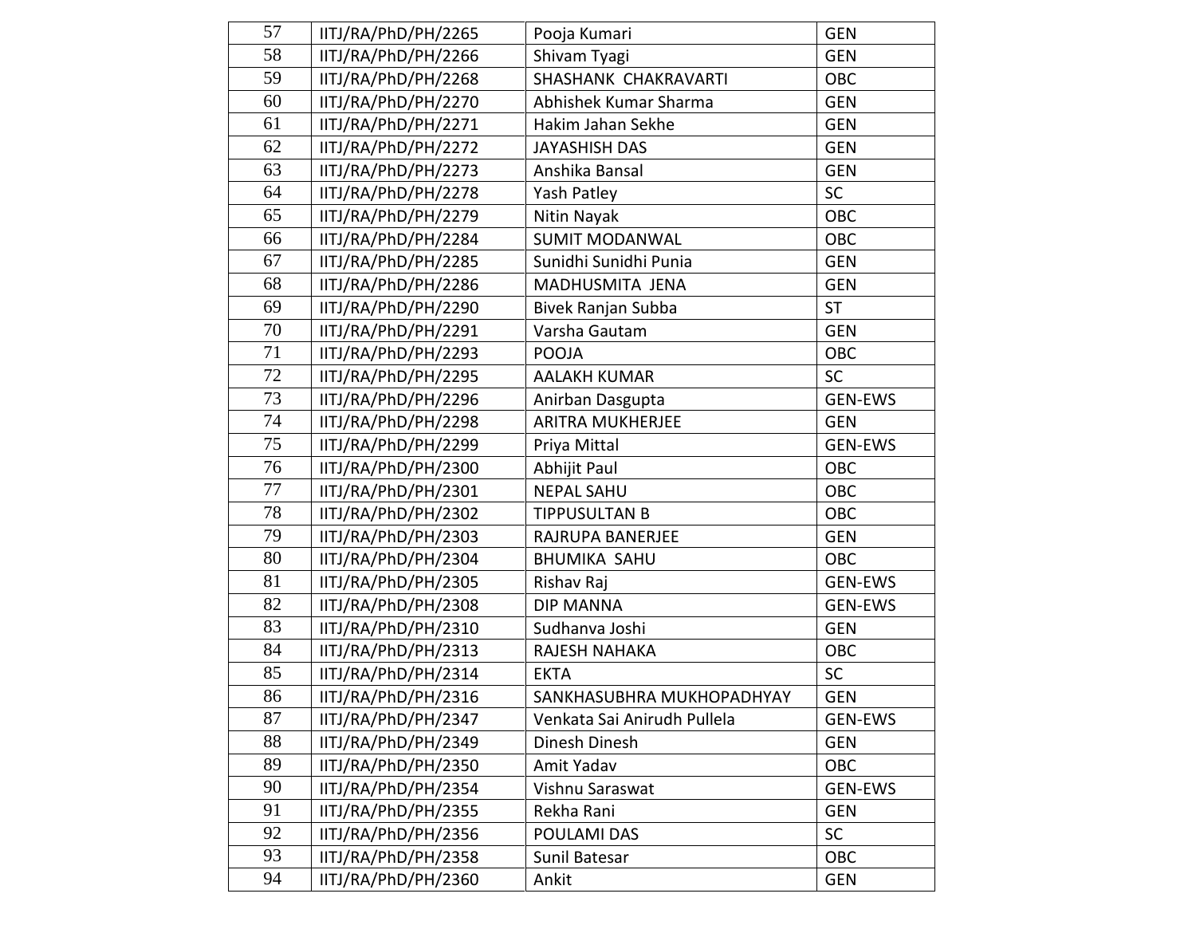| 57 | IITJ/RA/PhD/PH/2265 | Pooja Kumari | GEN |
|---|---|---|---|
| 58 | IITJ/RA/PhD/PH/2266 | Shivam Tyagi | GEN |
| 59 | IITJ/RA/PhD/PH/2268 | SHASHANK CHAKRAVARTI | OBC |
| 60 | IITJ/RA/PhD/PH/2270 | Abhishek Kumar Sharma | GEN |
| 61 | IITJ/RA/PhD/PH/2271 | Hakim Jahan Sekhe | GEN |
| 62 | IITJ/RA/PhD/PH/2272 | JAYASHISH DAS | GEN |
| 63 | IITJ/RA/PhD/PH/2273 | Anshika Bansal | GEN |
| 64 | IITJ/RA/PhD/PH/2278 | Yash Patley | SC |
| 65 | IITJ/RA/PhD/PH/2279 | Nitin Nayak | OBC |
| 66 | IITJ/RA/PhD/PH/2284 | SUMIT MODANWAL | OBC |
| 67 | IITJ/RA/PhD/PH/2285 | Sunidhi Sunidhi Punia | GEN |
| 68 | IITJ/RA/PhD/PH/2286 | MADHUSMITA JENA | GEN |
| 69 | IITJ/RA/PhD/PH/2290 | Bivek Ranjan Subba | ST |
| 70 | IITJ/RA/PhD/PH/2291 | Varsha Gautam | GEN |
| 71 | IITJ/RA/PhD/PH/2293 | POOJA | OBC |
| 72 | IITJ/RA/PhD/PH/2295 | AALAKH KUMAR | SC |
| 73 | IITJ/RA/PhD/PH/2296 | Anirban Dasgupta | GEN-EWS |
| 74 | IITJ/RA/PhD/PH/2298 | ARITRA MUKHERJEE | GEN |
| 75 | IITJ/RA/PhD/PH/2299 | Priya Mittal | GEN-EWS |
| 76 | IITJ/RA/PhD/PH/2300 | Abhijit Paul | OBC |
| 77 | IITJ/RA/PhD/PH/2301 | NEPAL SAHU | OBC |
| 78 | IITJ/RA/PhD/PH/2302 | TIPPUSULTAN B | OBC |
| 79 | IITJ/RA/PhD/PH/2303 | RAJRUPA BANERJEE | GEN |
| 80 | IITJ/RA/PhD/PH/2304 | BHUMIKA SAHU | OBC |
| 81 | IITJ/RA/PhD/PH/2305 | Rishav Raj | GEN-EWS |
| 82 | IITJ/RA/PhD/PH/2308 | DIP MANNA | GEN-EWS |
| 83 | IITJ/RA/PhD/PH/2310 | Sudhanva Joshi | GEN |
| 84 | IITJ/RA/PhD/PH/2313 | RAJESH NAHAKA | OBC |
| 85 | IITJ/RA/PhD/PH/2314 | EKTA | SC |
| 86 | IITJ/RA/PhD/PH/2316 | SANKHASUBHRA MUKHOPADHYAY | GEN |
| 87 | IITJ/RA/PhD/PH/2347 | Venkata Sai Anirudh Pullela | GEN-EWS |
| 88 | IITJ/RA/PhD/PH/2349 | Dinesh Dinesh | GEN |
| 89 | IITJ/RA/PhD/PH/2350 | Amit Yadav | OBC |
| 90 | IITJ/RA/PhD/PH/2354 | Vishnu Saraswat | GEN-EWS |
| 91 | IITJ/RA/PhD/PH/2355 | Rekha Rani | GEN |
| 92 | IITJ/RA/PhD/PH/2356 | POULAMI DAS | SC |
| 93 | IITJ/RA/PhD/PH/2358 | Sunil Batesar | OBC |
| 94 | IITJ/RA/PhD/PH/2360 | Ankit | GEN |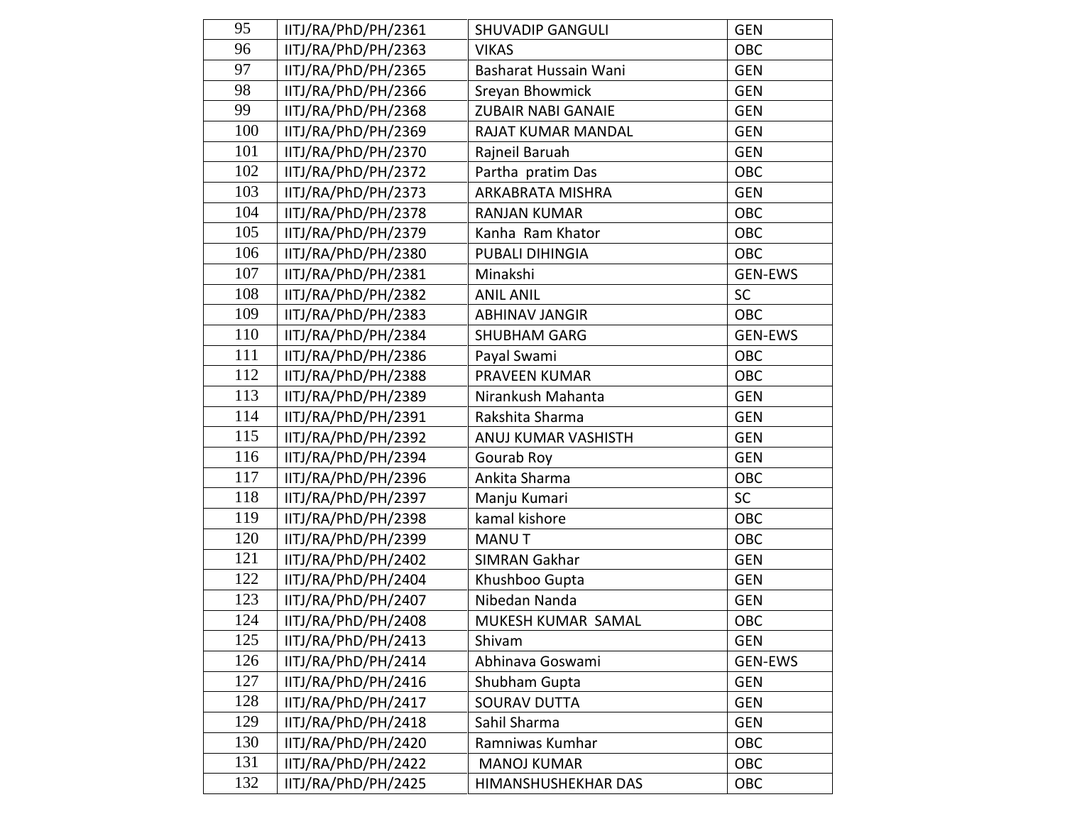| | | | |
|---|---|---|---|
| 95 | IITJ/RA/PhD/PH/2361 | SHUVADIP GANGULI | GEN |
| 96 | IITJ/RA/PhD/PH/2363 | VIKAS | OBC |
| 97 | IITJ/RA/PhD/PH/2365 | Basharat Hussain Wani | GEN |
| 98 | IITJ/RA/PhD/PH/2366 | Sreyan Bhowmick | GEN |
| 99 | IITJ/RA/PhD/PH/2368 | ZUBAIR NABI GANAIE | GEN |
| 100 | IITJ/RA/PhD/PH/2369 | RAJAT KUMAR MANDAL | GEN |
| 101 | IITJ/RA/PhD/PH/2370 | Rajneil Baruah | GEN |
| 102 | IITJ/RA/PhD/PH/2372 | Partha pratim Das | OBC |
| 103 | IITJ/RA/PhD/PH/2373 | ARKABRATA MISHRA | GEN |
| 104 | IITJ/RA/PhD/PH/2378 | RANJAN KUMAR | OBC |
| 105 | IITJ/RA/PhD/PH/2379 | Kanha Ram Khator | OBC |
| 106 | IITJ/RA/PhD/PH/2380 | PUBALI DIHINGIA | OBC |
| 107 | IITJ/RA/PhD/PH/2381 | Minakshi | GEN-EWS |
| 108 | IITJ/RA/PhD/PH/2382 | ANIL ANIL | SC |
| 109 | IITJ/RA/PhD/PH/2383 | ABHINAV JANGIR | OBC |
| 110 | IITJ/RA/PhD/PH/2384 | SHUBHAM GARG | GEN-EWS |
| 111 | IITJ/RA/PhD/PH/2386 | Payal Swami | OBC |
| 112 | IITJ/RA/PhD/PH/2388 | PRAVEEN KUMAR | OBC |
| 113 | IITJ/RA/PhD/PH/2389 | Nirankush Mahanta | GEN |
| 114 | IITJ/RA/PhD/PH/2391 | Rakshita Sharma | GEN |
| 115 | IITJ/RA/PhD/PH/2392 | ANUJ KUMAR VASHISTH | GEN |
| 116 | IITJ/RA/PhD/PH/2394 | Gourab Roy | GEN |
| 117 | IITJ/RA/PhD/PH/2396 | Ankita Sharma | OBC |
| 118 | IITJ/RA/PhD/PH/2397 | Manju Kumari | SC |
| 119 | IITJ/RA/PhD/PH/2398 | kamal kishore | OBC |
| 120 | IITJ/RA/PhD/PH/2399 | MANU T | OBC |
| 121 | IITJ/RA/PhD/PH/2402 | SIMRAN Gakhar | GEN |
| 122 | IITJ/RA/PhD/PH/2404 | Khushboo Gupta | GEN |
| 123 | IITJ/RA/PhD/PH/2407 | Nibedan Nanda | GEN |
| 124 | IITJ/RA/PhD/PH/2408 | MUKESH KUMAR SAMAL | OBC |
| 125 | IITJ/RA/PhD/PH/2413 | Shivam | GEN |
| 126 | IITJ/RA/PhD/PH/2414 | Abhinava Goswami | GEN-EWS |
| 127 | IITJ/RA/PhD/PH/2416 | Shubham Gupta | GEN |
| 128 | IITJ/RA/PhD/PH/2417 | SOURAV DUTTA | GEN |
| 129 | IITJ/RA/PhD/PH/2418 | Sahil Sharma | GEN |
| 130 | IITJ/RA/PhD/PH/2420 | Ramniwas Kumhar | OBC |
| 131 | IITJ/RA/PhD/PH/2422 | MANOJ KUMAR | OBC |
| 132 | IITJ/RA/PhD/PH/2425 | HIMANSHUSHEKHAR DAS | OBC |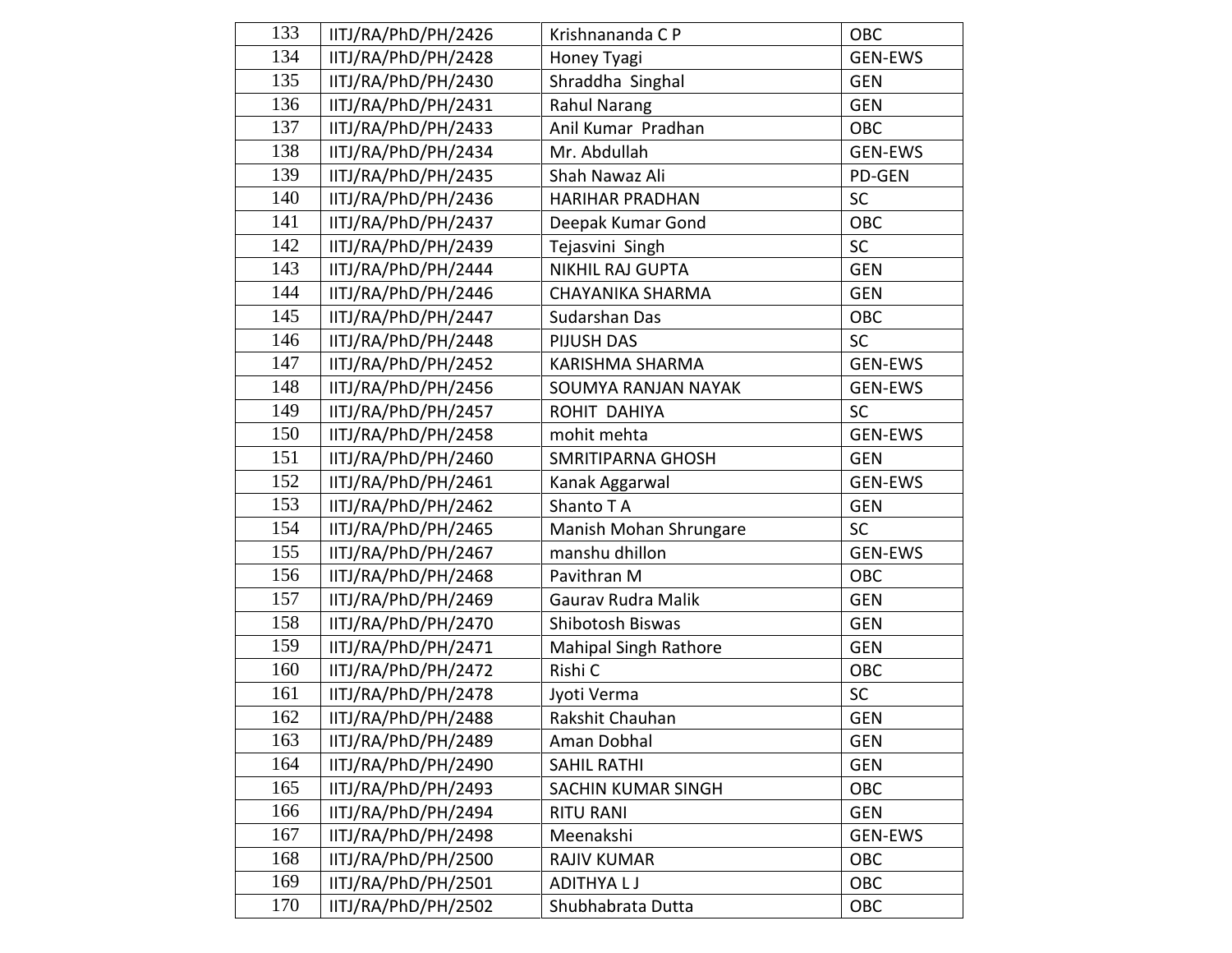| 133 | IITJ/RA/PhD/PH/2426 | Krishnananda C P | OBC |
|---|---|---|---|
| 134 | IITJ/RA/PhD/PH/2428 | Honey Tyagi | GEN-EWS |
| 135 | IITJ/RA/PhD/PH/2430 | Shraddha Singhal | GEN |
| 136 | IITJ/RA/PhD/PH/2431 | Rahul Narang | GEN |
| 137 | IITJ/RA/PhD/PH/2433 | Anil Kumar Pradhan | OBC |
| 138 | IITJ/RA/PhD/PH/2434 | Mr. Abdullah | GEN-EWS |
| 139 | IITJ/RA/PhD/PH/2435 | Shah Nawaz Ali | PD-GEN |
| 140 | IITJ/RA/PhD/PH/2436 | HARIHAR PRADHAN | SC |
| 141 | IITJ/RA/PhD/PH/2437 | Deepak Kumar Gond | OBC |
| 142 | IITJ/RA/PhD/PH/2439 | Tejasvini Singh | SC |
| 143 | IITJ/RA/PhD/PH/2444 | NIKHIL RAJ GUPTA | GEN |
| 144 | IITJ/RA/PhD/PH/2446 | CHAYANIKA SHARMA | GEN |
| 145 | IITJ/RA/PhD/PH/2447 | Sudarshan Das | OBC |
| 146 | IITJ/RA/PhD/PH/2448 | PIJUSH DAS | SC |
| 147 | IITJ/RA/PhD/PH/2452 | KARISHMA SHARMA | GEN-EWS |
| 148 | IITJ/RA/PhD/PH/2456 | SOUMYA RANJAN NAYAK | GEN-EWS |
| 149 | IITJ/RA/PhD/PH/2457 | ROHIT DAHIYA | SC |
| 150 | IITJ/RA/PhD/PH/2458 | mohit mehta | GEN-EWS |
| 151 | IITJ/RA/PhD/PH/2460 | SMRITIPARNA GHOSH | GEN |
| 152 | IITJ/RA/PhD/PH/2461 | Kanak Aggarwal | GEN-EWS |
| 153 | IITJ/RA/PhD/PH/2462 | Shanto T A | GEN |
| 154 | IITJ/RA/PhD/PH/2465 | Manish Mohan Shrungare | SC |
| 155 | IITJ/RA/PhD/PH/2467 | manshu dhillon | GEN-EWS |
| 156 | IITJ/RA/PhD/PH/2468 | Pavithran M | OBC |
| 157 | IITJ/RA/PhD/PH/2469 | Gaurav Rudra Malik | GEN |
| 158 | IITJ/RA/PhD/PH/2470 | Shibotosh Biswas | GEN |
| 159 | IITJ/RA/PhD/PH/2471 | Mahipal Singh Rathore | GEN |
| 160 | IITJ/RA/PhD/PH/2472 | Rishi C | OBC |
| 161 | IITJ/RA/PhD/PH/2478 | Jyoti Verma | SC |
| 162 | IITJ/RA/PhD/PH/2488 | Rakshit Chauhan | GEN |
| 163 | IITJ/RA/PhD/PH/2489 | Aman Dobhal | GEN |
| 164 | IITJ/RA/PhD/PH/2490 | SAHIL RATHI | GEN |
| 165 | IITJ/RA/PhD/PH/2493 | SACHIN KUMAR SINGH | OBC |
| 166 | IITJ/RA/PhD/PH/2494 | RITU RANI | GEN |
| 167 | IITJ/RA/PhD/PH/2498 | Meenakshi | GEN-EWS |
| 168 | IITJ/RA/PhD/PH/2500 | RAJIV KUMAR | OBC |
| 169 | IITJ/RA/PhD/PH/2501 | ADITHYA L J | OBC |
| 170 | IITJ/RA/PhD/PH/2502 | Shubhabrata Dutta | OBC |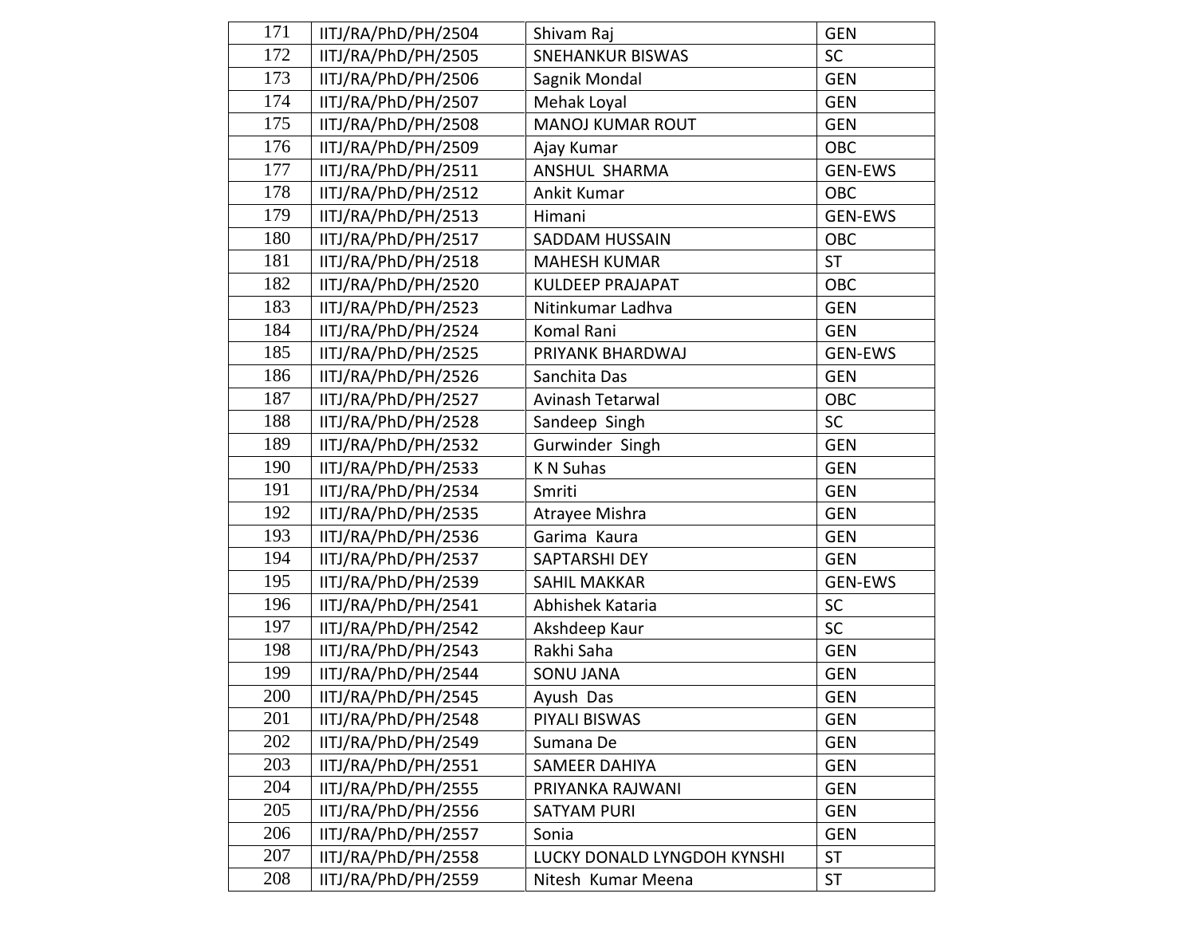| 171 | IITJ/RA/PhD/PH/2504 | Shivam Raj | GEN |
|---|---|---|---|
| 172 | IITJ/RA/PhD/PH/2505 | SNEHANKUR BISWAS | SC |
| 173 | IITJ/RA/PhD/PH/2506 | Sagnik Mondal | GEN |
| 174 | IITJ/RA/PhD/PH/2507 | Mehak Loyal | GEN |
| 175 | IITJ/RA/PhD/PH/2508 | MANOJ KUMAR ROUT | GEN |
| 176 | IITJ/RA/PhD/PH/2509 | Ajay Kumar | OBC |
| 177 | IITJ/RA/PhD/PH/2511 | ANSHUL SHARMA | GEN-EWS |
| 178 | IITJ/RA/PhD/PH/2512 | Ankit Kumar | OBC |
| 179 | IITJ/RA/PhD/PH/2513 | Himani | GEN-EWS |
| 180 | IITJ/RA/PhD/PH/2517 | SADDAM HUSSAIN | OBC |
| 181 | IITJ/RA/PhD/PH/2518 | MAHESH KUMAR | ST |
| 182 | IITJ/RA/PhD/PH/2520 | KULDEEP PRAJAPAT | OBC |
| 183 | IITJ/RA/PhD/PH/2523 | Nitinkumar Ladhva | GEN |
| 184 | IITJ/RA/PhD/PH/2524 | Komal Rani | GEN |
| 185 | IITJ/RA/PhD/PH/2525 | PRIYANK BHARDWAJ | GEN-EWS |
| 186 | IITJ/RA/PhD/PH/2526 | Sanchita Das | GEN |
| 187 | IITJ/RA/PhD/PH/2527 | Avinash Tetarwal | OBC |
| 188 | IITJ/RA/PhD/PH/2528 | Sandeep Singh | SC |
| 189 | IITJ/RA/PhD/PH/2532 | Gurwinder Singh | GEN |
| 190 | IITJ/RA/PhD/PH/2533 | K N Suhas | GEN |
| 191 | IITJ/RA/PhD/PH/2534 | Smriti | GEN |
| 192 | IITJ/RA/PhD/PH/2535 | Atrayee Mishra | GEN |
| 193 | IITJ/RA/PhD/PH/2536 | Garima Kaura | GEN |
| 194 | IITJ/RA/PhD/PH/2537 | SAPTARSHI DEY | GEN |
| 195 | IITJ/RA/PhD/PH/2539 | SAHIL MAKKAR | GEN-EWS |
| 196 | IITJ/RA/PhD/PH/2541 | Abhishek Kataria | SC |
| 197 | IITJ/RA/PhD/PH/2542 | Akshdeep Kaur | SC |
| 198 | IITJ/RA/PhD/PH/2543 | Rakhi Saha | GEN |
| 199 | IITJ/RA/PhD/PH/2544 | SONU JANA | GEN |
| 200 | IITJ/RA/PhD/PH/2545 | Ayush Das | GEN |
| 201 | IITJ/RA/PhD/PH/2548 | PIYALI BISWAS | GEN |
| 202 | IITJ/RA/PhD/PH/2549 | Sumana De | GEN |
| 203 | IITJ/RA/PhD/PH/2551 | SAMEER DAHIYA | GEN |
| 204 | IITJ/RA/PhD/PH/2555 | PRIYANKA RAJWANI | GEN |
| 205 | IITJ/RA/PhD/PH/2556 | SATYAM PURI | GEN |
| 206 | IITJ/RA/PhD/PH/2557 | Sonia | GEN |
| 207 | IITJ/RA/PhD/PH/2558 | LUCKY DONALD LYNGDOH KYNSHI | ST |
| 208 | IITJ/RA/PhD/PH/2559 | Nitesh Kumar Meena | ST |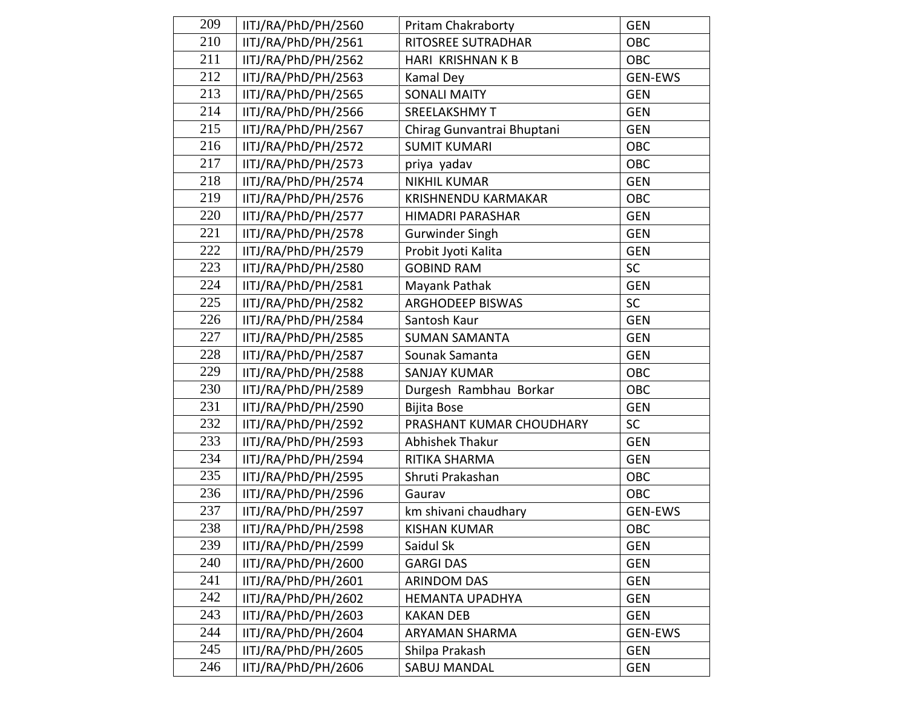| 209 | IITJ/RA/PhD/PH/2560 | Pritam Chakraborty | GEN |
|---|---|---|---|
| 210 | IITJ/RA/PhD/PH/2561 | RITOSREE SUTRADHAR | OBC |
| 211 | IITJ/RA/PhD/PH/2562 | HARI KRISHNAN K B | OBC |
| 212 | IITJ/RA/PhD/PH/2563 | Kamal Dey | GEN-EWS |
| 213 | IITJ/RA/PhD/PH/2565 | SONALI MAITY | GEN |
| 214 | IITJ/RA/PhD/PH/2566 | SREELAKSHMY T | GEN |
| 215 | IITJ/RA/PhD/PH/2567 | Chirag Gunvantrai Bhuptani | GEN |
| 216 | IITJ/RA/PhD/PH/2572 | SUMIT KUMARI | OBC |
| 217 | IITJ/RA/PhD/PH/2573 | priya yadav | OBC |
| 218 | IITJ/RA/PhD/PH/2574 | NIKHIL KUMAR | GEN |
| 219 | IITJ/RA/PhD/PH/2576 | KRISHNENDU KARMAKAR | OBC |
| 220 | IITJ/RA/PhD/PH/2577 | HIMADRI PARASHAR | GEN |
| 221 | IITJ/RA/PhD/PH/2578 | Gurwinder Singh | GEN |
| 222 | IITJ/RA/PhD/PH/2579 | Probit Jyoti Kalita | GEN |
| 223 | IITJ/RA/PhD/PH/2580 | GOBIND RAM | SC |
| 224 | IITJ/RA/PhD/PH/2581 | Mayank Pathak | GEN |
| 225 | IITJ/RA/PhD/PH/2582 | ARGHODEEP BISWAS | SC |
| 226 | IITJ/RA/PhD/PH/2584 | Santosh Kaur | GEN |
| 227 | IITJ/RA/PhD/PH/2585 | SUMAN SAMANTA | GEN |
| 228 | IITJ/RA/PhD/PH/2587 | Sounak Samanta | GEN |
| 229 | IITJ/RA/PhD/PH/2588 | SANJAY KUMAR | OBC |
| 230 | IITJ/RA/PhD/PH/2589 | Durgesh Rambhau Borkar | OBC |
| 231 | IITJ/RA/PhD/PH/2590 | Bijita Bose | GEN |
| 232 | IITJ/RA/PhD/PH/2592 | PRASHANT KUMAR CHOUDHARY | SC |
| 233 | IITJ/RA/PhD/PH/2593 | Abhishek Thakur | GEN |
| 234 | IITJ/RA/PhD/PH/2594 | RITIKA SHARMA | GEN |
| 235 | IITJ/RA/PhD/PH/2595 | Shruti Prakashan | OBC |
| 236 | IITJ/RA/PhD/PH/2596 | Gaurav | OBC |
| 237 | IITJ/RA/PhD/PH/2597 | km shivani chaudhary | GEN-EWS |
| 238 | IITJ/RA/PhD/PH/2598 | KISHAN KUMAR | OBC |
| 239 | IITJ/RA/PhD/PH/2599 | Saidul Sk | GEN |
| 240 | IITJ/RA/PhD/PH/2600 | GARGI DAS | GEN |
| 241 | IITJ/RA/PhD/PH/2601 | ARINDOM DAS | GEN |
| 242 | IITJ/RA/PhD/PH/2602 | HEMANTA UPADHYA | GEN |
| 243 | IITJ/RA/PhD/PH/2603 | KAKAN DEB | GEN |
| 244 | IITJ/RA/PhD/PH/2604 | ARYAMAN SHARMA | GEN-EWS |
| 245 | IITJ/RA/PhD/PH/2605 | Shilpa Prakash | GEN |
| 246 | IITJ/RA/PhD/PH/2606 | SABUJ MANDAL | GEN |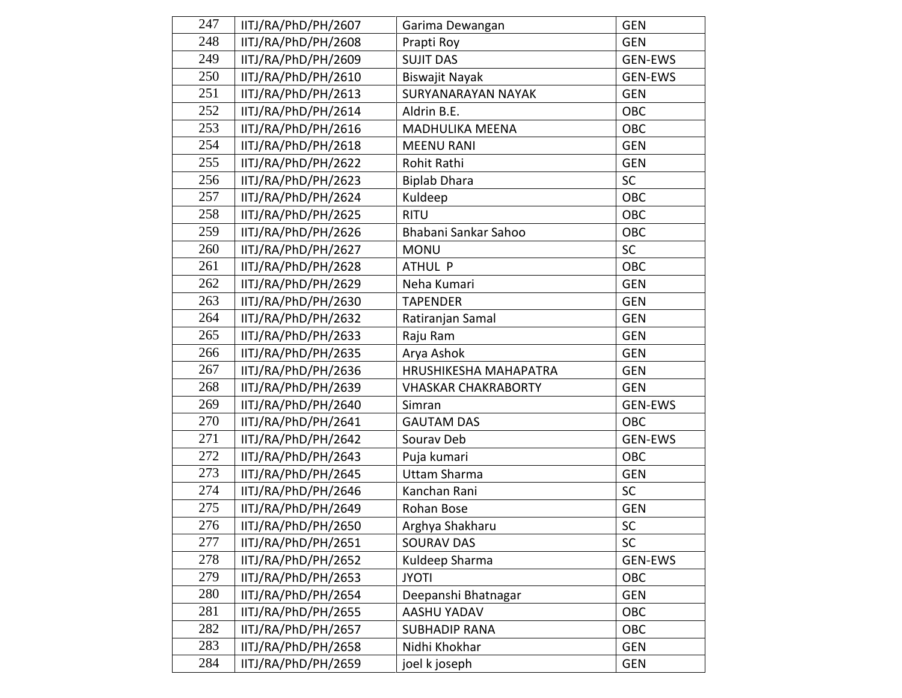| 247 | IITJ/RA/PhD/PH/2607 | Garima Dewangan | GEN |
|---|---|---|---|
| 248 | IITJ/RA/PhD/PH/2608 | Prapti Roy | GEN |
| 249 | IITJ/RA/PhD/PH/2609 | SUJIT DAS | GEN-EWS |
| 250 | IITJ/RA/PhD/PH/2610 | Biswajit Nayak | GEN-EWS |
| 251 | IITJ/RA/PhD/PH/2613 | SURYANARAYAN NAYAK | GEN |
| 252 | IITJ/RA/PhD/PH/2614 | Aldrin B.E. | OBC |
| 253 | IITJ/RA/PhD/PH/2616 | MADHULIKA MEENA | OBC |
| 254 | IITJ/RA/PhD/PH/2618 | MEENU RANI | GEN |
| 255 | IITJ/RA/PhD/PH/2622 | Rohit Rathi | GEN |
| 256 | IITJ/RA/PhD/PH/2623 | Biplab Dhara | SC |
| 257 | IITJ/RA/PhD/PH/2624 | Kuldeep | OBC |
| 258 | IITJ/RA/PhD/PH/2625 | RITU | OBC |
| 259 | IITJ/RA/PhD/PH/2626 | Bhabani Sankar Sahoo | OBC |
| 260 | IITJ/RA/PhD/PH/2627 | MONU | SC |
| 261 | IITJ/RA/PhD/PH/2628 | ATHUL P | OBC |
| 262 | IITJ/RA/PhD/PH/2629 | Neha Kumari | GEN |
| 263 | IITJ/RA/PhD/PH/2630 | TAPENDER | GEN |
| 264 | IITJ/RA/PhD/PH/2632 | Ratiranjan Samal | GEN |
| 265 | IITJ/RA/PhD/PH/2633 | Raju Ram | GEN |
| 266 | IITJ/RA/PhD/PH/2635 | Arya Ashok | GEN |
| 267 | IITJ/RA/PhD/PH/2636 | HRUSHIKESHA MAHAPATRA | GEN |
| 268 | IITJ/RA/PhD/PH/2639 | VHASKAR CHAKRABORTY | GEN |
| 269 | IITJ/RA/PhD/PH/2640 | Simran | GEN-EWS |
| 270 | IITJ/RA/PhD/PH/2641 | GAUTAM DAS | OBC |
| 271 | IITJ/RA/PhD/PH/2642 | Sourav Deb | GEN-EWS |
| 272 | IITJ/RA/PhD/PH/2643 | Puja kumari | OBC |
| 273 | IITJ/RA/PhD/PH/2645 | Uttam Sharma | GEN |
| 274 | IITJ/RA/PhD/PH/2646 | Kanchan Rani | SC |
| 275 | IITJ/RA/PhD/PH/2649 | Rohan Bose | GEN |
| 276 | IITJ/RA/PhD/PH/2650 | Arghya Shakharu | SC |
| 277 | IITJ/RA/PhD/PH/2651 | SOURAV DAS | SC |
| 278 | IITJ/RA/PhD/PH/2652 | Kuldeep Sharma | GEN-EWS |
| 279 | IITJ/RA/PhD/PH/2653 | JYOTI | OBC |
| 280 | IITJ/RA/PhD/PH/2654 | Deepanshi Bhatnagar | GEN |
| 281 | IITJ/RA/PhD/PH/2655 | AASHU YADAV | OBC |
| 282 | IITJ/RA/PhD/PH/2657 | SUBHADIP RANA | OBC |
| 283 | IITJ/RA/PhD/PH/2658 | Nidhi Khokhar | GEN |
| 284 | IITJ/RA/PhD/PH/2659 | joel k joseph | GEN |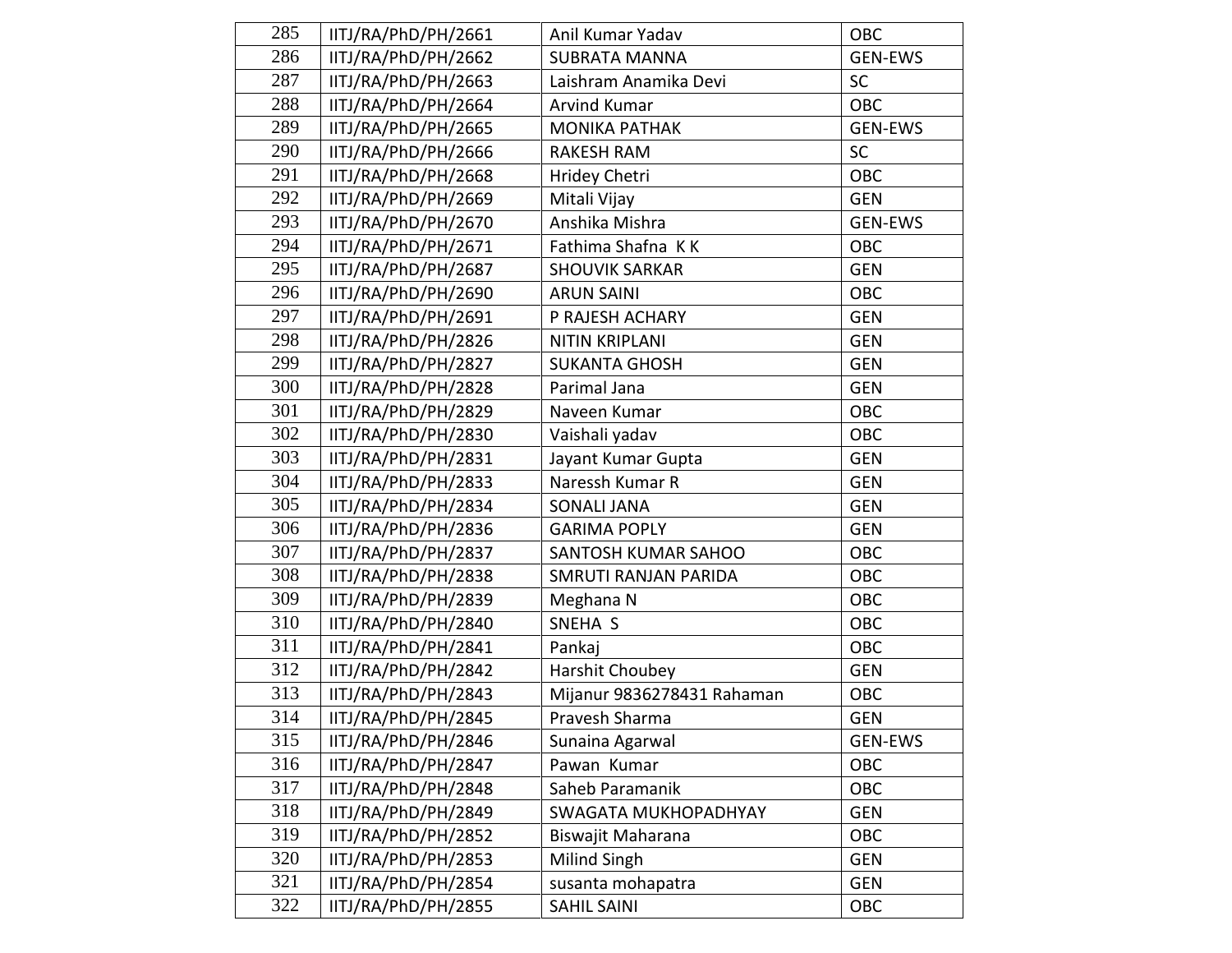| 285 | IITJ/RA/PhD/PH/2661 | Anil Kumar Yadav | OBC |
|---|---|---|---|
| 286 | IITJ/RA/PhD/PH/2662 | SUBRATA MANNA | GEN-EWS |
| 287 | IITJ/RA/PhD/PH/2663 | Laishram Anamika Devi | SC |
| 288 | IITJ/RA/PhD/PH/2664 | Arvind Kumar | OBC |
| 289 | IITJ/RA/PhD/PH/2665 | MONIKA PATHAK | GEN-EWS |
| 290 | IITJ/RA/PhD/PH/2666 | RAKESH RAM | SC |
| 291 | IITJ/RA/PhD/PH/2668 | Hridey Chetri | OBC |
| 292 | IITJ/RA/PhD/PH/2669 | Mitali Vijay | GEN |
| 293 | IITJ/RA/PhD/PH/2670 | Anshika Mishra | GEN-EWS |
| 294 | IITJ/RA/PhD/PH/2671 | Fathima Shafna K K | OBC |
| 295 | IITJ/RA/PhD/PH/2687 | SHOUVIK SARKAR | GEN |
| 296 | IITJ/RA/PhD/PH/2690 | ARUN SAINI | OBC |
| 297 | IITJ/RA/PhD/PH/2691 | P RAJESH ACHARY | GEN |
| 298 | IITJ/RA/PhD/PH/2826 | NITIN KRIPLANI | GEN |
| 299 | IITJ/RA/PhD/PH/2827 | SUKANTA GHOSH | GEN |
| 300 | IITJ/RA/PhD/PH/2828 | Parimal Jana | GEN |
| 301 | IITJ/RA/PhD/PH/2829 | Naveen Kumar | OBC |
| 302 | IITJ/RA/PhD/PH/2830 | Vaishali yadav | OBC |
| 303 | IITJ/RA/PhD/PH/2831 | Jayant Kumar Gupta | GEN |
| 304 | IITJ/RA/PhD/PH/2833 | Naressh Kumar R | GEN |
| 305 | IITJ/RA/PhD/PH/2834 | SONALI JANA | GEN |
| 306 | IITJ/RA/PhD/PH/2836 | GARIMA POPLY | GEN |
| 307 | IITJ/RA/PhD/PH/2837 | SANTOSH KUMAR SAHOO | OBC |
| 308 | IITJ/RA/PhD/PH/2838 | SMRUTI RANJAN PARIDA | OBC |
| 309 | IITJ/RA/PhD/PH/2839 | Meghana N | OBC |
| 310 | IITJ/RA/PhD/PH/2840 | SNEHA S | OBC |
| 311 | IITJ/RA/PhD/PH/2841 | Pankaj | OBC |
| 312 | IITJ/RA/PhD/PH/2842 | Harshit Choubey | GEN |
| 313 | IITJ/RA/PhD/PH/2843 | Mijanur 9836278431 Rahaman | OBC |
| 314 | IITJ/RA/PhD/PH/2845 | Pravesh Sharma | GEN |
| 315 | IITJ/RA/PhD/PH/2846 | Sunaina Agarwal | GEN-EWS |
| 316 | IITJ/RA/PhD/PH/2847 | Pawan Kumar | OBC |
| 317 | IITJ/RA/PhD/PH/2848 | Saheb Paramanik | OBC |
| 318 | IITJ/RA/PhD/PH/2849 | SWAGATA MUKHOPADHYAY | GEN |
| 319 | IITJ/RA/PhD/PH/2852 | Biswajit Maharana | OBC |
| 320 | IITJ/RA/PhD/PH/2853 | Milind Singh | GEN |
| 321 | IITJ/RA/PhD/PH/2854 | susanta mohapatra | GEN |
| 322 | IITJ/RA/PhD/PH/2855 | SAHIL SAINI | OBC |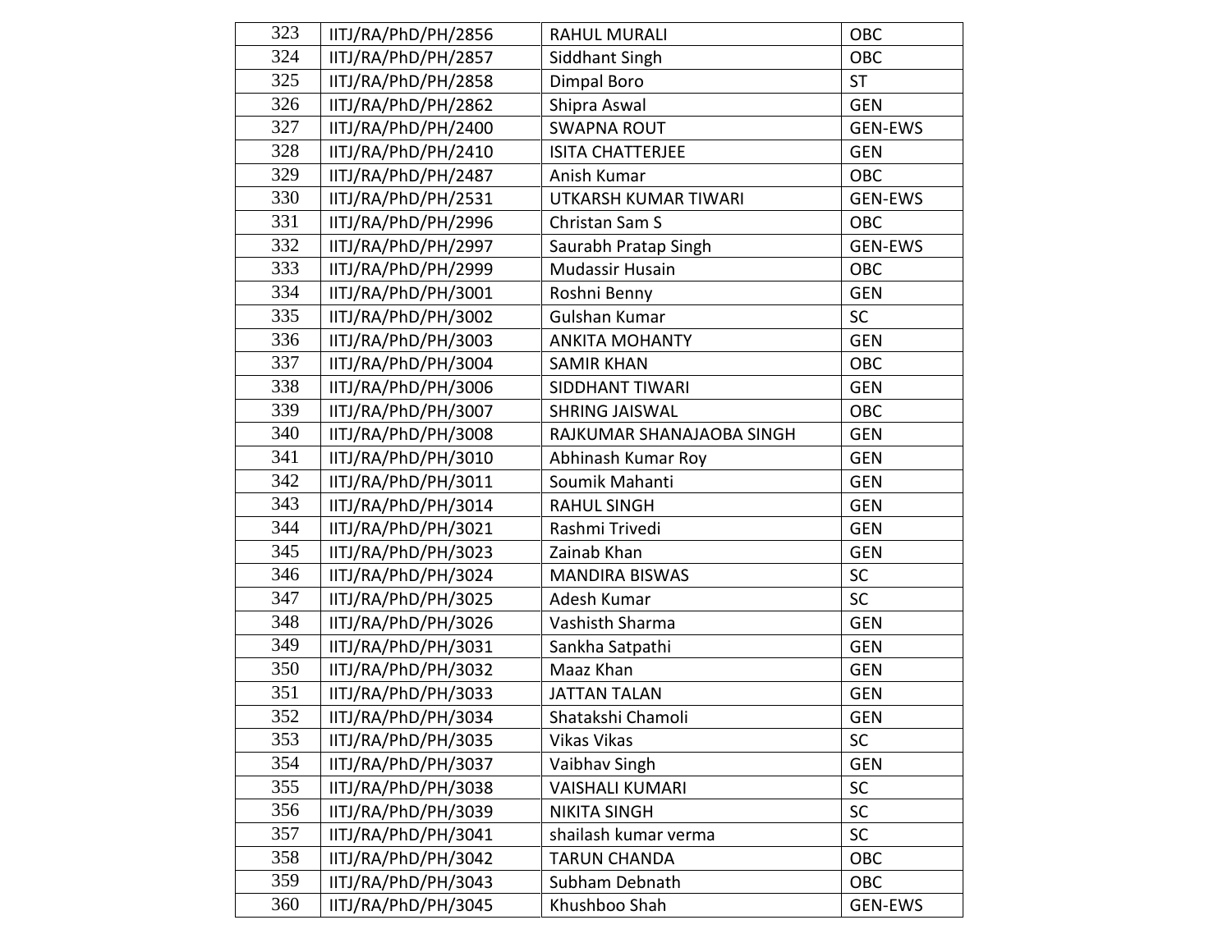| 323 | IITJ/RA/PhD/PH/2856 | RAHUL MURALI | OBC |
|---|---|---|---|
| 324 | IITJ/RA/PhD/PH/2857 | Siddhant Singh | OBC |
| 325 | IITJ/RA/PhD/PH/2858 | Dimpal Boro | ST |
| 326 | IITJ/RA/PhD/PH/2862 | Shipra Aswal | GEN |
| 327 | IITJ/RA/PhD/PH/2400 | SWAPNA ROUT | GEN-EWS |
| 328 | IITJ/RA/PhD/PH/2410 | ISITA CHATTERJEE | GEN |
| 329 | IITJ/RA/PhD/PH/2487 | Anish Kumar | OBC |
| 330 | IITJ/RA/PhD/PH/2531 | UTKARSH KUMAR TIWARI | GEN-EWS |
| 331 | IITJ/RA/PhD/PH/2996 | Christan Sam S | OBC |
| 332 | IITJ/RA/PhD/PH/2997 | Saurabh Pratap Singh | GEN-EWS |
| 333 | IITJ/RA/PhD/PH/2999 | Mudassir Husain | OBC |
| 334 | IITJ/RA/PhD/PH/3001 | Roshni Benny | GEN |
| 335 | IITJ/RA/PhD/PH/3002 | Gulshan Kumar | SC |
| 336 | IITJ/RA/PhD/PH/3003 | ANKITA MOHANTY | GEN |
| 337 | IITJ/RA/PhD/PH/3004 | SAMIR KHAN | OBC |
| 338 | IITJ/RA/PhD/PH/3006 | SIDDHANT TIWARI | GEN |
| 339 | IITJ/RA/PhD/PH/3007 | SHRING JAISWAL | OBC |
| 340 | IITJ/RA/PhD/PH/3008 | RAJKUMAR SHANAJAOBA SINGH | GEN |
| 341 | IITJ/RA/PhD/PH/3010 | Abhinash Kumar Roy | GEN |
| 342 | IITJ/RA/PhD/PH/3011 | Soumik Mahanti | GEN |
| 343 | IITJ/RA/PhD/PH/3014 | RAHUL SINGH | GEN |
| 344 | IITJ/RA/PhD/PH/3021 | Rashmi Trivedi | GEN |
| 345 | IITJ/RA/PhD/PH/3023 | Zainab Khan | GEN |
| 346 | IITJ/RA/PhD/PH/3024 | MANDIRA BISWAS | SC |
| 347 | IITJ/RA/PhD/PH/3025 | Adesh Kumar | SC |
| 348 | IITJ/RA/PhD/PH/3026 | Vashisth Sharma | GEN |
| 349 | IITJ/RA/PhD/PH/3031 | Sankha Satpathi | GEN |
| 350 | IITJ/RA/PhD/PH/3032 | Maaz Khan | GEN |
| 351 | IITJ/RA/PhD/PH/3033 | JATTAN TALAN | GEN |
| 352 | IITJ/RA/PhD/PH/3034 | Shatakshi Chamoli | GEN |
| 353 | IITJ/RA/PhD/PH/3035 | Vikas Vikas | SC |
| 354 | IITJ/RA/PhD/PH/3037 | Vaibhav Singh | GEN |
| 355 | IITJ/RA/PhD/PH/3038 | VAISHALI KUMARI | SC |
| 356 | IITJ/RA/PhD/PH/3039 | NIKITA SINGH | SC |
| 357 | IITJ/RA/PhD/PH/3041 | shailash kumar verma | SC |
| 358 | IITJ/RA/PhD/PH/3042 | TARUN CHANDA | OBC |
| 359 | IITJ/RA/PhD/PH/3043 | Subham Debnath | OBC |
| 360 | IITJ/RA/PhD/PH/3045 | Khushboo Shah | GEN-EWS |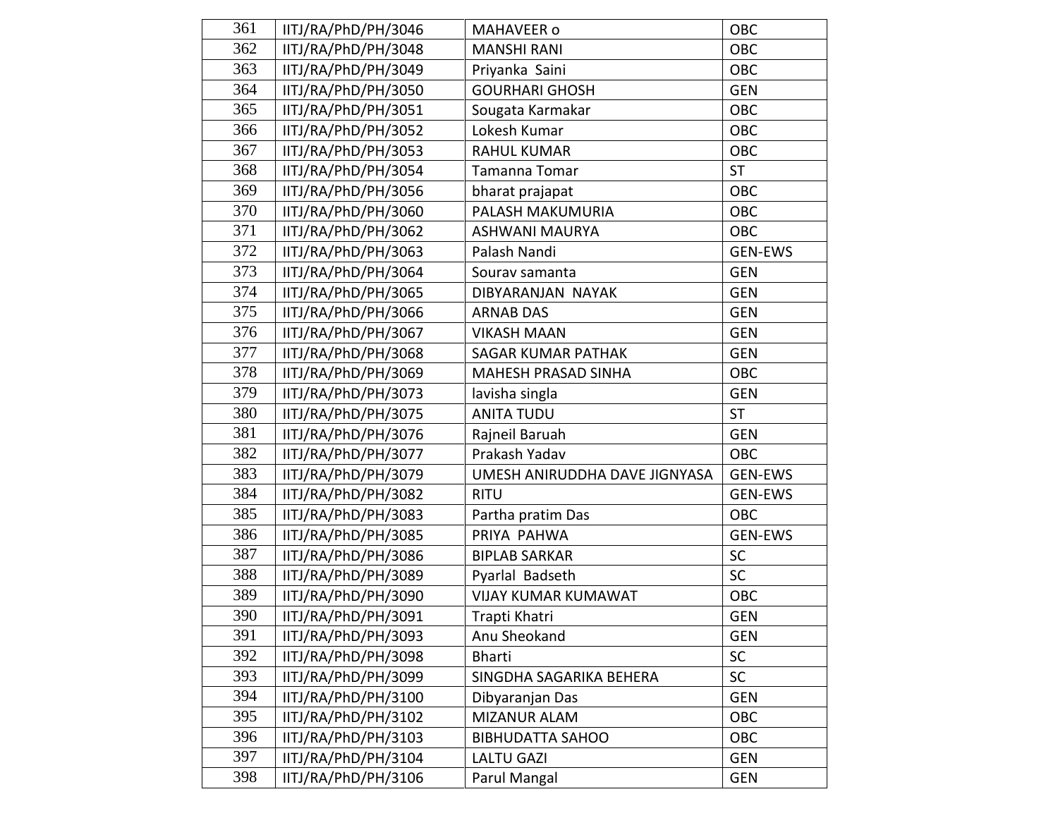| 361 | IITJ/RA/PhD/PH/3046 | MAHAVEER o | OBC |
|---|---|---|---|
| 362 | IITJ/RA/PhD/PH/3048 | MANSHI RANI | OBC |
| 363 | IITJ/RA/PhD/PH/3049 | Priyanka Saini | OBC |
| 364 | IITJ/RA/PhD/PH/3050 | GOURHARI GHOSH | GEN |
| 365 | IITJ/RA/PhD/PH/3051 | Sougata Karmakar | OBC |
| 366 | IITJ/RA/PhD/PH/3052 | Lokesh Kumar | OBC |
| 367 | IITJ/RA/PhD/PH/3053 | RAHUL KUMAR | OBC |
| 368 | IITJ/RA/PhD/PH/3054 | Tamanna Tomar | ST |
| 369 | IITJ/RA/PhD/PH/3056 | bharat prajapat | OBC |
| 370 | IITJ/RA/PhD/PH/3060 | PALASH MAKUMURIA | OBC |
| 371 | IITJ/RA/PhD/PH/3062 | ASHWANI MAURYA | OBC |
| 372 | IITJ/RA/PhD/PH/3063 | Palash Nandi | GEN-EWS |
| 373 | IITJ/RA/PhD/PH/3064 | Sourav samanta | GEN |
| 374 | IITJ/RA/PhD/PH/3065 | DIBYARANJAN NAYAK | GEN |
| 375 | IITJ/RA/PhD/PH/3066 | ARNAB DAS | GEN |
| 376 | IITJ/RA/PhD/PH/3067 | VIKASH MAAN | GEN |
| 377 | IITJ/RA/PhD/PH/3068 | SAGAR KUMAR PATHAK | GEN |
| 378 | IITJ/RA/PhD/PH/3069 | MAHESH PRASAD SINHA | OBC |
| 379 | IITJ/RA/PhD/PH/3073 | lavisha singla | GEN |
| 380 | IITJ/RA/PhD/PH/3075 | ANITA TUDU | ST |
| 381 | IITJ/RA/PhD/PH/3076 | Rajneil Baruah | GEN |
| 382 | IITJ/RA/PhD/PH/3077 | Prakash Yadav | OBC |
| 383 | IITJ/RA/PhD/PH/3079 | UMESH ANIRUDDHA DAVE JIGNYASA | GEN-EWS |
| 384 | IITJ/RA/PhD/PH/3082 | RITU | GEN-EWS |
| 385 | IITJ/RA/PhD/PH/3083 | Partha pratim Das | OBC |
| 386 | IITJ/RA/PhD/PH/3085 | PRIYA PAHWA | GEN-EWS |
| 387 | IITJ/RA/PhD/PH/3086 | BIPLAB SARKAR | SC |
| 388 | IITJ/RA/PhD/PH/3089 | Pyarlal Badseth | SC |
| 389 | IITJ/RA/PhD/PH/3090 | VIJAY KUMAR KUMAWAT | OBC |
| 390 | IITJ/RA/PhD/PH/3091 | Trapti Khatri | GEN |
| 391 | IITJ/RA/PhD/PH/3093 | Anu Sheokand | GEN |
| 392 | IITJ/RA/PhD/PH/3098 | Bharti | SC |
| 393 | IITJ/RA/PhD/PH/3099 | SINGDHA SAGARIKA BEHERA | SC |
| 394 | IITJ/RA/PhD/PH/3100 | Dibyaranjan Das | GEN |
| 395 | IITJ/RA/PhD/PH/3102 | MIZANUR ALAM | OBC |
| 396 | IITJ/RA/PhD/PH/3103 | BIBHUDATTA SAHOO | OBC |
| 397 | IITJ/RA/PhD/PH/3104 | LALTU GAZI | GEN |
| 398 | IITJ/RA/PhD/PH/3106 | Parul Mangal | GEN |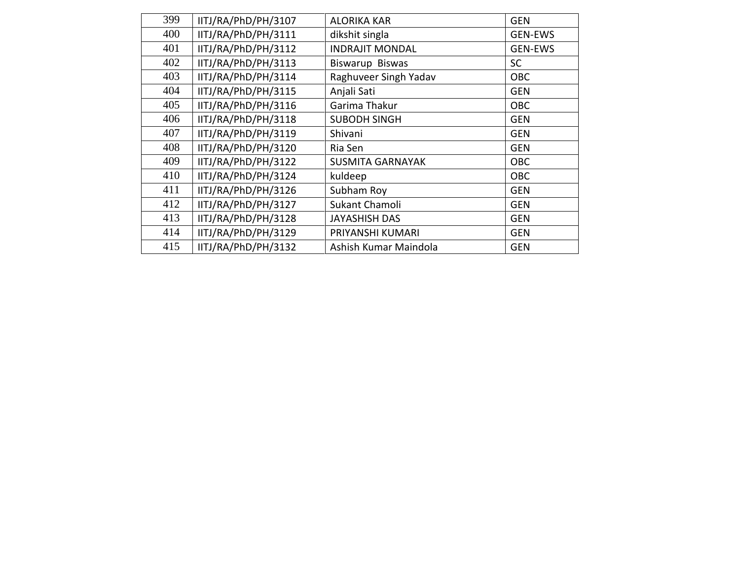| | | | |
|---|---|---|---|
| 399 | IITJ/RA/PhD/PH/3107 | ALORIKA KAR | GEN |
| 400 | IITJ/RA/PhD/PH/3111 | dikshit singla | GEN-EWS |
| 401 | IITJ/RA/PhD/PH/3112 | INDRAJIT MONDAL | GEN-EWS |
| 402 | IITJ/RA/PhD/PH/3113 | Biswarup  Biswas | SC |
| 403 | IITJ/RA/PhD/PH/3114 | Raghuveer Singh Yadav | OBC |
| 404 | IITJ/RA/PhD/PH/3115 | Anjali Sati | GEN |
| 405 | IITJ/RA/PhD/PH/3116 | Garima Thakur | OBC |
| 406 | IITJ/RA/PhD/PH/3118 | SUBODH SINGH | GEN |
| 407 | IITJ/RA/PhD/PH/3119 | Shivani | GEN |
| 408 | IITJ/RA/PhD/PH/3120 | Ria Sen | GEN |
| 409 | IITJ/RA/PhD/PH/3122 | SUSMITA GARNAYAK | OBC |
| 410 | IITJ/RA/PhD/PH/3124 | kuldeep | OBC |
| 411 | IITJ/RA/PhD/PH/3126 | Subham Roy | GEN |
| 412 | IITJ/RA/PhD/PH/3127 | Sukant Chamoli | GEN |
| 413 | IITJ/RA/PhD/PH/3128 | JAYASHISH DAS | GEN |
| 414 | IITJ/RA/PhD/PH/3129 | PRIYANSHI KUMARI | GEN |
| 415 | IITJ/RA/PhD/PH/3132 | Ashish Kumar Maindola | GEN |